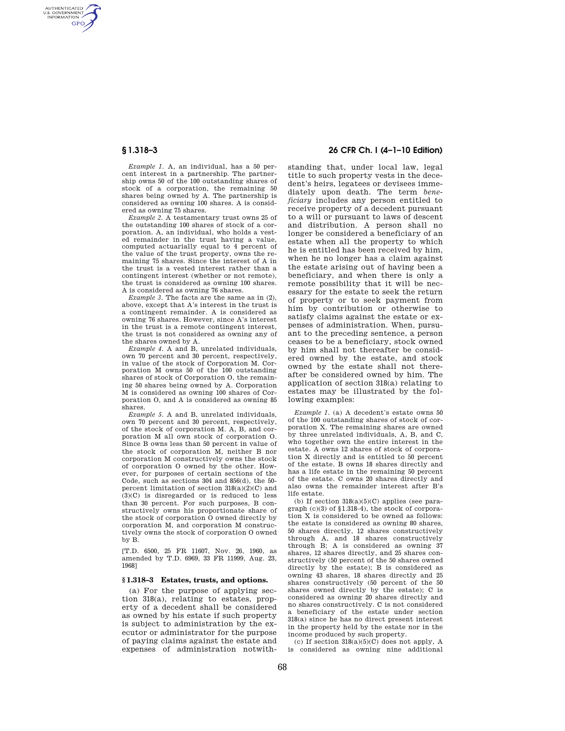*Example 1.* A, an individual, has a 50 percent interest in a partnership. The partnership owns 50 of the 100 outstanding shares of stock of a corporation, the remaining 50 shares being owned by A. The partnership is considered as owning 100 shares. A is considered as owning 75 shares.

*Example 2.* A testamentary trust owns 25 of the outstanding 100 shares of stock of a corporation. A, an individual, who holds a vested remainder in the trust having a value, computed actuarially equal to 4 percent of the value of the trust property, owns the remaining 75 shares. Since the interest of A in the trust is a vested interest rather than a contingent interest (whether or not remote), the trust is considered as owning 100 shares. A is considered as owning 76 shares.

*Example 3.* The facts are the same as in (2), above, except that A's interest in the trust is a contingent remainder. A is considered as owning 76 shares. However, since A's interest in the trust is a remote contingent interest, the trust is not considered as owning any of the shares owned by A.

*Example 4.* A and B, unrelated individuals, own 70 percent and 30 percent, respectively, in value of the stock of Corporation M. Corporation M owns 50 of the 100 outstanding shares of stock of Corporation O, the remaining 50 shares being owned by A. Corporation M is considered as owning 100 shares of Corporation O, and A is considered as owning 85 shares.

*Example 5.* A and B, unrelated individuals, own 70 percent and 30 percent, respectively, of the stock of corporation M. A, B, and corporation M all own stock of corporation O. Since B owns less than 50 percent in value of the stock of corporation M, neither B nor corporation M constructively owns the stock of corporation O owned by the other. However, for purposes of certain sections of the Code, such as sections 304 and 856(d), the 50-percent limitation of section 318(a)(2)(C) and (3)(C) is disregarded or is reduced to less than 30 percent. For such purposes, B constructively owns his proportionate share of the stock of corporation O owned directly by corporation M, and corporation M constructively owns the stock of corporation O owned by B.

[T.D. 6500, 25 FR 11607, Nov. 26, 1960, as amended by T.D. 6969, 33 FR 11999, Aug. 23, 1968]

## § 1.318–3 Estates, trusts, and options.

(a) For the purpose of applying section 318(a), relating to estates, property of a decedent shall be considered as owned by his estate if such property is subject to administration by the executor or administrator for the purpose of paying claims against the estate and expenses of administration notwithstanding that, under local law, legal title to such property vests in the decedent's heirs, legatees or devisees immediately upon death. The term *beneficiary* includes any person entitled to receive property of a decedent pursuant to a will or pursuant to laws of descent and distribution. A person shall no longer be considered a beneficiary of an estate when all the property to which he is entitled has been received by him, when he no longer has a claim against the estate arising out of having been a beneficiary, and when there is only a remote possibility that it will be necessary for the estate to seek the return of property or to seek payment from him by contribution or otherwise to satisfy claims against the estate or expenses of administration. When, pursuant to the preceding sentence, a person ceases to be a beneficiary, stock owned by him shall not thereafter be considered owned by the estate, and stock owned by the estate shall not thereafter be considered owned by him. The application of section 318(a) relating to estates may be illustrated by the following examples:

*Example 1.* (a) A decedent's estate owns 50 of the 100 outstanding shares of stock of corporation X. The remaining shares are owned by three unrelated individuals, A, B, and C, who together own the entire interest in the estate. A owns 12 shares of stock of corporation X directly and is entitled to 50 percent of the estate. B owns 18 shares directly and has a life estate in the remaining 50 percent of the estate. C owns 20 shares directly and also owns the remainder interest after B's life estate.

(b) If section 318(a)(5)(C) applies (see paragraph (c)(3) of §1.318–4), the stock of corporation X is considered to be owned as follows: the estate is considered as owning 80 shares, 50 shares directly, 12 shares constructively through A, and 18 shares constructively through B; A is considered as owning 37 shares, 12 shares directly, and 25 shares constructively (50 percent of the 50 shares owned directly by the estate); B is considered as owning 43 shares, 18 shares directly and 25 shares constructively (50 percent of the 50 shares owned directly by the estate); C is considered as owning 20 shares directly and no shares constructively. C is not considered a beneficiary of the estate under section 318(a) since he has no direct present interest in the property held by the estate nor in the income produced by such property.

(c) If section 318(a)(5)(C) does not apply, A is considered as owning nine additional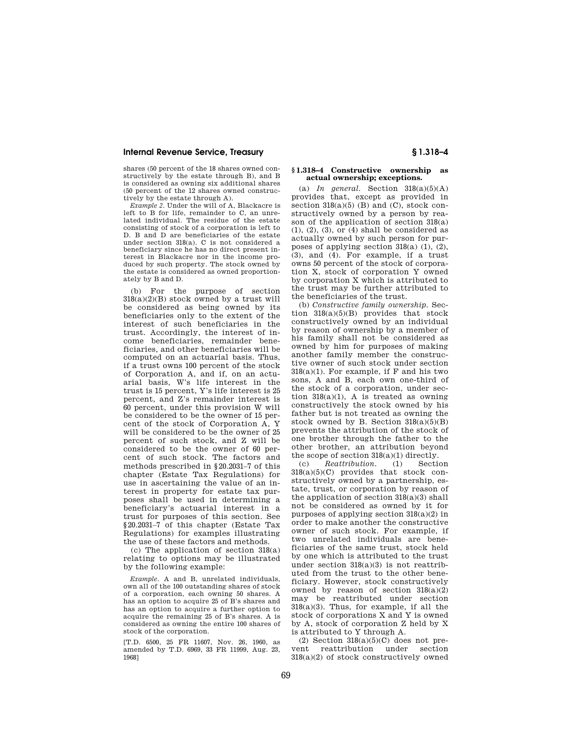shares (50 percent of the 18 shares owned constructively by the estate through B), and B is considered as owning six additional shares (50 percent of the 12 shares owned constructively by the estate through A).

*Example 2.* Under the will of A, Blackacre is left to B for life, remainder to C, an unrelated individual. The residue of the estate consisting of stock of a corporation is left to D. B and D are beneficiaries of the estate under section 318(a). C is not considered a beneficiary since he has no direct present interest in Blackacre nor in the income produced by such property. The stock owned by the estate is considered as owned proportionately by B and D.

(b) For the purpose of section 318(a)(2)(B) stock owned by a trust will be considered as being owned by its beneficiaries only to the extent of the interest of such beneficiaries in the trust. Accordingly, the interest of income beneficiaries, remainder beneficiaries, and other beneficiaries will be computed on an actuarial basis. Thus, if a trust owns 100 percent of the stock of Corporation A, and if, on an actuarial basis, W's life interest in the trust is 15 percent, Y's life interest is 25 percent, and Z's remainder interest is 60 percent, under this provision W will be considered to be the owner of 15 percent of the stock of Corporation A, Y will be considered to be the owner of 25 percent of such stock, and Z will be considered to be the owner of 60 percent of such stock. The factors and methods prescribed in §20.2031–7 of this chapter (Estate Tax Regulations) for use in ascertaining the value of an interest in property for estate tax purposes shall be used in determining a beneficiary's actuarial interest in a trust for purposes of this section. See §20.2031–7 of this chapter (Estate Tax Regulations) for examples illustrating the use of these factors and methods.

(c) The application of section 318(a) relating to options may be illustrated by the following example:

*Example.* A and B, unrelated individuals, own all of the 100 outstanding shares of stock of a corporation, each owning 50 shares. A has an option to acquire 25 of B's shares and has an option to acquire a further option to acquire the remaining 25 of B's shares. A is considered as owning the entire 100 shares of stock of the corporation.

[T.D. 6500, 25 FR 11607, Nov. 26, 1960, as amended by T.D. 6969, 33 FR 11999, Aug. 23, 1968]

### §1.318–4 Constructive ownership as actual ownership; exceptions.

(a) *In general.* Section 318(a)(5)(A) provides that, except as provided in section 318(a)(5) (B) and (C), stock constructively owned by a person by reason of the application of section 318(a) (1), (2), (3), or (4) shall be considered as actually owned by such person for purposes of applying section 318(a) (1), (2), (3), and (4). For example, if a trust owns 50 percent of the stock of corporation X, stock of corporation Y owned by corporation X which is attributed to the trust may be further attributed to the beneficiaries of the trust.

(b) *Constructive family ownership.* Section 318(a)(5)(B) provides that stock constructively owned by an individual by reason of ownership by a member of his family shall not be considered as owned by him for purposes of making another family member the constructive owner of such stock under section 318(a)(1). For example, if F and his two sons, A and B, each own one-third of the stock of a corporation, under section 318(a)(1), A is treated as owning constructively the stock owned by his father but is not treated as owning the stock owned by B. Section 318(a)(5)(B) prevents the attribution of the stock of one brother through the father to the other brother, an attribution beyond the scope of section 318(a)(1) directly.

(c) *Reattribution.* (1) Section 318(a)(5)(C) provides that stock constructively owned by a partnership, estate, trust, or corporation by reason of the application of section 318(a)(3) shall not be considered as owned by it for purposes of applying section 318(a)(2) in order to make another the constructive owner of such stock. For example, if two unrelated individuals are beneficiaries of the same trust, stock held by one which is attributed to the trust under section 318(a)(3) is not reattributed from the trust to the other beneficiary. However, stock constructively owned by reason of section 318(a)(2) may be reattributed under section 318(a)(3). Thus, for example, if all the stock of corporations X and Y is owned by A, stock of corporation Z held by X is attributed to Y through A.

(2) Section 318(a)(5)(C) does not prevent reattribution under section 318(a)(2) of stock constructively owned